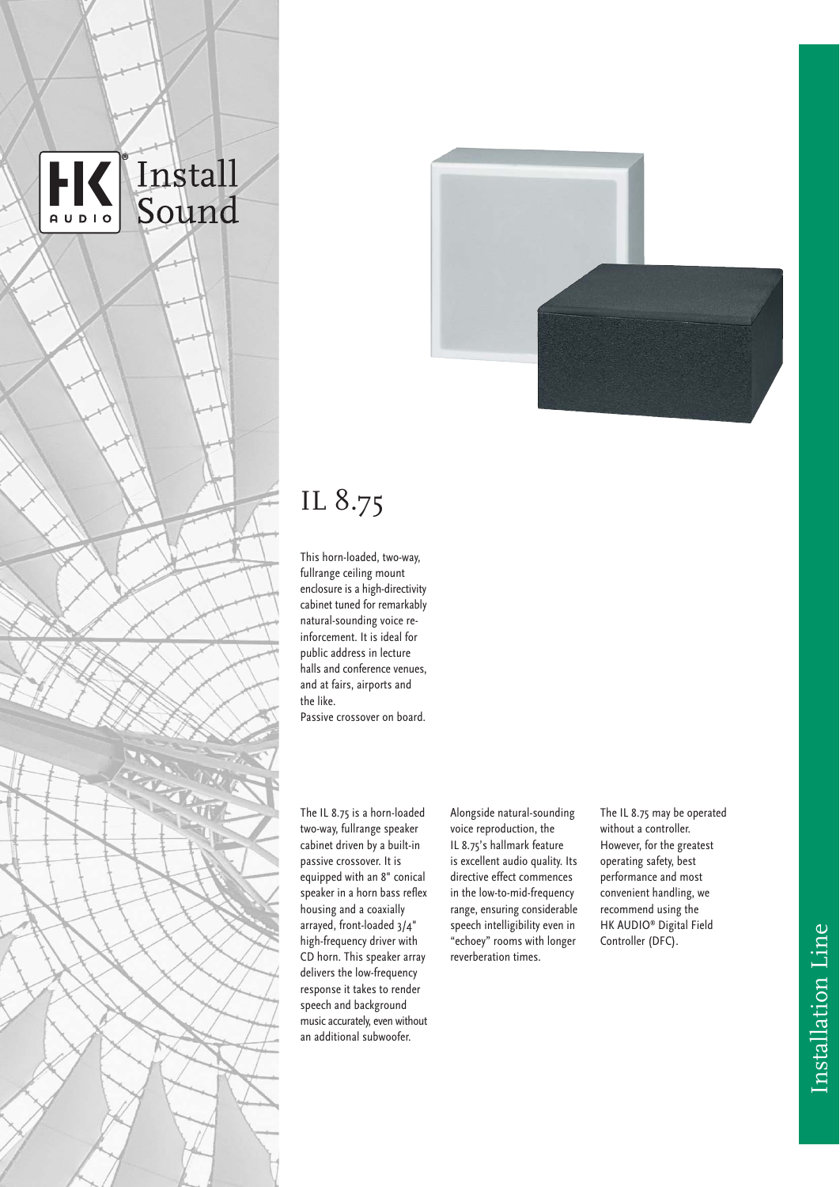HK AUDIO Install Sound

# IL 8.75

This horn-loaded, two-way, fullrange ceiling mount enclosure is a high-directivity cabinet tuned for remarkably natural-sounding voice re-inforcement. It is ideal for public address in lecture halls and conference venues, and at fairs, airports and the like.
Passive crossover on board.

The IL 8.75 is a horn-loaded two-way, fullrange speaker cabinet driven by a built-in passive crossover. It is equipped with an 8" conical speaker in a horn bass reflex housing and a coaxially arrayed, front-loaded 3/4" high-frequency driver with CD horn. This speaker array delivers the low-frequency response it takes to render speech and background music accurately, even without an additional subwoofer.

Alongside natural-sounding voice reproduction, the IL 8.75's hallmark feature is excellent audio quality. Its directive effect commences in the low-to-mid-frequency range, ensuring considerable speech intelligibility even in "echoey" rooms with longer reverberation times.

The IL 8.75 may be operated without a controller. However, for the greatest operating safety, best performance and most convenient handling, we recommend using the HK AUDIO® Digital Field Controller (DFC).

Installation Line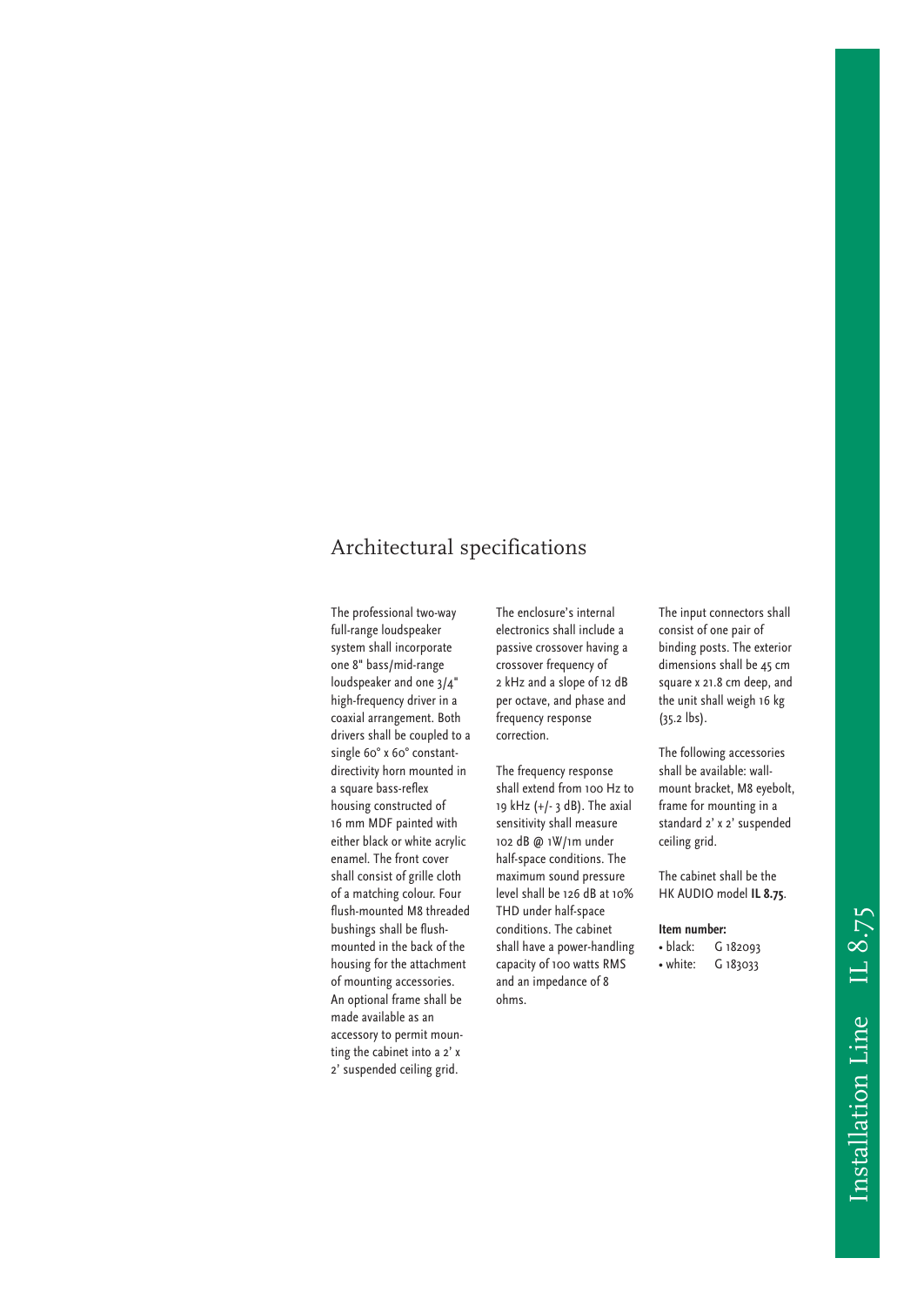# Architectural specifications

The professional two-way full-range loudspeaker system shall incorporate one 8" bass/mid-range loudspeaker and one 3/4" high-frequency driver in a coaxial arrangement. Both drivers shall be coupled to a single 60° x 60° constant-directivity horn mounted in a square bass-reflex housing constructed of 16 mm MDF painted with either black or white acrylic enamel. The front cover shall consist of grille cloth of a matching colour. Four flush-mounted M8 threaded bushings shall be flush-mounted in the back of the housing for the attachment of mounting accessories. An optional frame shall be made available as an accessory to permit mounting the cabinet into a 2' x 2' suspended ceiling grid.

The enclosure's internal electronics shall include a passive crossover having a crossover frequency of 2 kHz and a slope of 12 dB per octave, and phase and frequency response correction.

The frequency response shall extend from 100 Hz to 19 kHz (+/- 3 dB). The axial sensitivity shall measure 102 dB @ 1W/1m under half-space conditions. The maximum sound pressure level shall be 126 dB at 10% THD under half-space conditions. The cabinet shall have a power-handling capacity of 100 watts RMS and an impedance of 8 ohms.

The input connectors shall consist of one pair of binding posts. The exterior dimensions shall be 45 cm square x 21.8 cm deep, and the unit shall weigh 16 kg (35.2 lbs).

The following accessories shall be available: wall-mount bracket, M8 eyebolt, frame for mounting in a standard 2' x 2' suspended ceiling grid.

The cabinet shall be the HK AUDIO model **IL 8.75**.

**Item number:**

- black: G 182093
- white: G 183033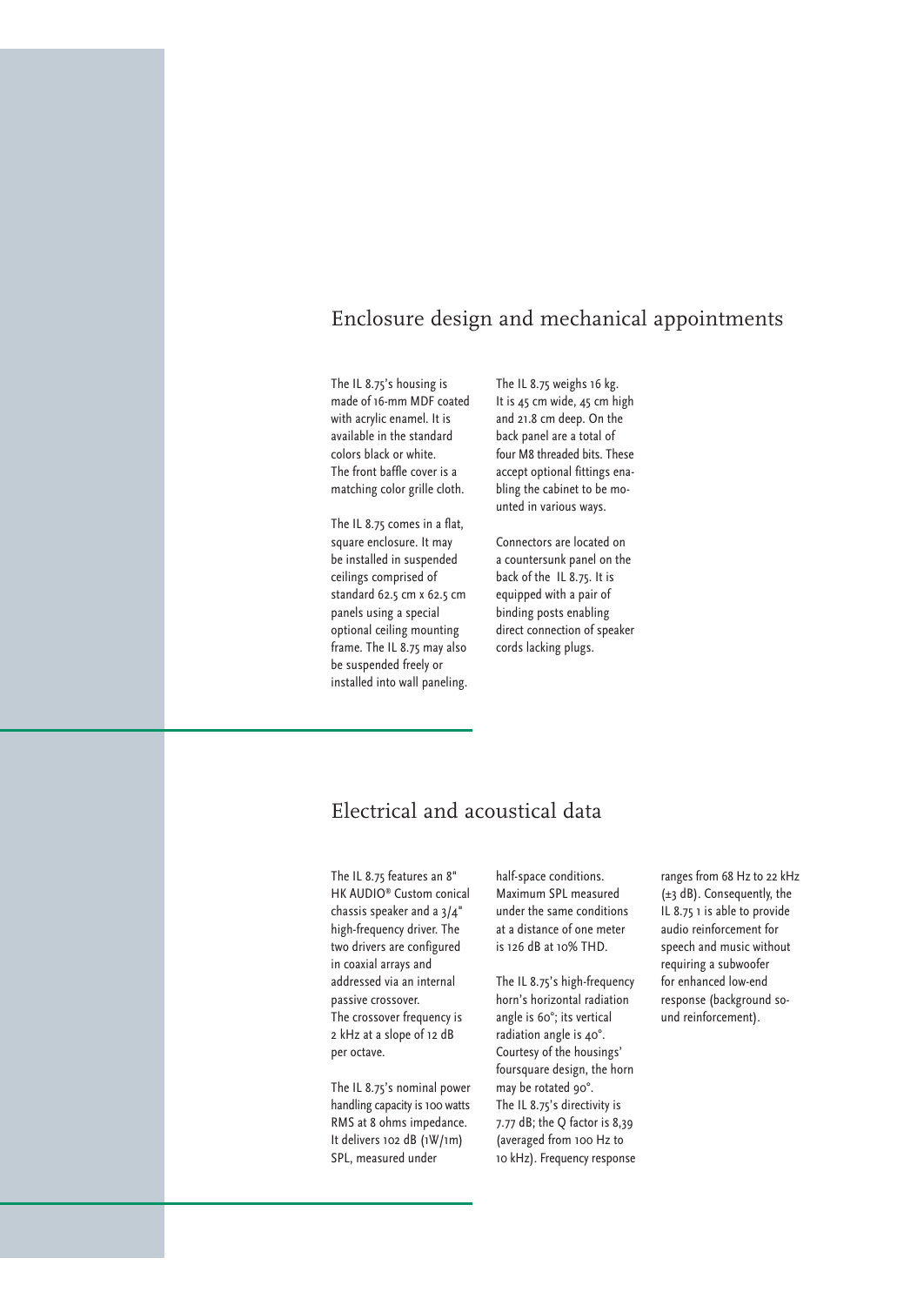## Enclosure design and mechanical appointments

The IL 8.75's housing is made of 16-mm MDF coated with acrylic enamel. It is available in the standard colors black or white. The front baffle cover is a matching color grille cloth.

The IL 8.75 comes in a flat, square enclosure. It may be installed in suspended ceilings comprised of standard 62.5 cm x 62.5 cm panels using a special optional ceiling mounting frame. The IL 8.75 may also be suspended freely or installed into wall paneling.

The IL 8.75 weighs 16 kg. It is 45 cm wide, 45 cm high and 21.8 cm deep. On the back panel are a total of four M8 threaded bits. These accept optional fittings enabling the cabinet to be mounted in various ways.

Connectors are located on a countersunk panel on the back of the IL 8.75. It is equipped with a pair of binding posts enabling direct connection of speaker cords lacking plugs.

## Electrical and acoustical data

The IL 8.75 features an 8" HK AUDIO® Custom conical chassis speaker and a 3/4" high-frequency driver. The two drivers are configured in coaxial arrays and addressed via an internal passive crossover. The crossover frequency is 2 kHz at a slope of 12 dB per octave.

The IL 8.75's nominal power handling capacity is 100 watts RMS at 8 ohms impedance. It delivers 102 dB (1W/1m) SPL, measured under half-space conditions. Maximum SPL measured under the same conditions at a distance of one meter is 126 dB at 10% THD.

The IL 8.75's high-frequency horn's horizontal radiation angle is 60°; its vertical radiation angle is 40°. Courtesy of the housings' foursquare design, the horn may be rotated 90°. The IL 8.75's directivity is 7.77 dB; the Q factor is 8,39 (averaged from 100 Hz to 10 kHz). Frequency response ranges from 68 Hz to 22 kHz (±3 dB). Consequently, the IL 8.75 1 is able to provide audio reinforcement for speech and music without requiring a subwoofer for enhanced low-end response (background sound reinforcement).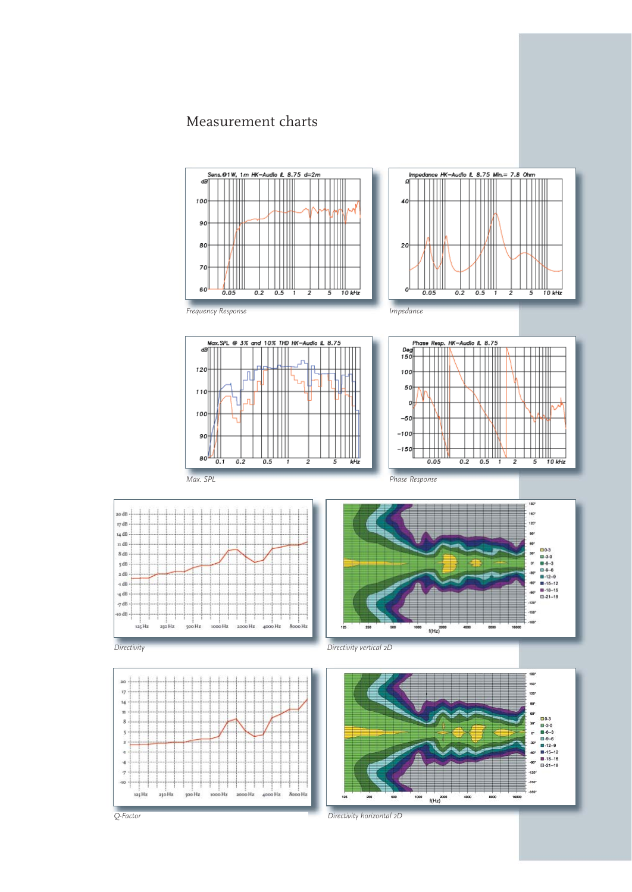# Measurement charts

Frequency Response

Impedance

Max. SPL

Phase Response

Directivity

Directivity vertical 2D

Q-Factor

Directivity horizontal 2D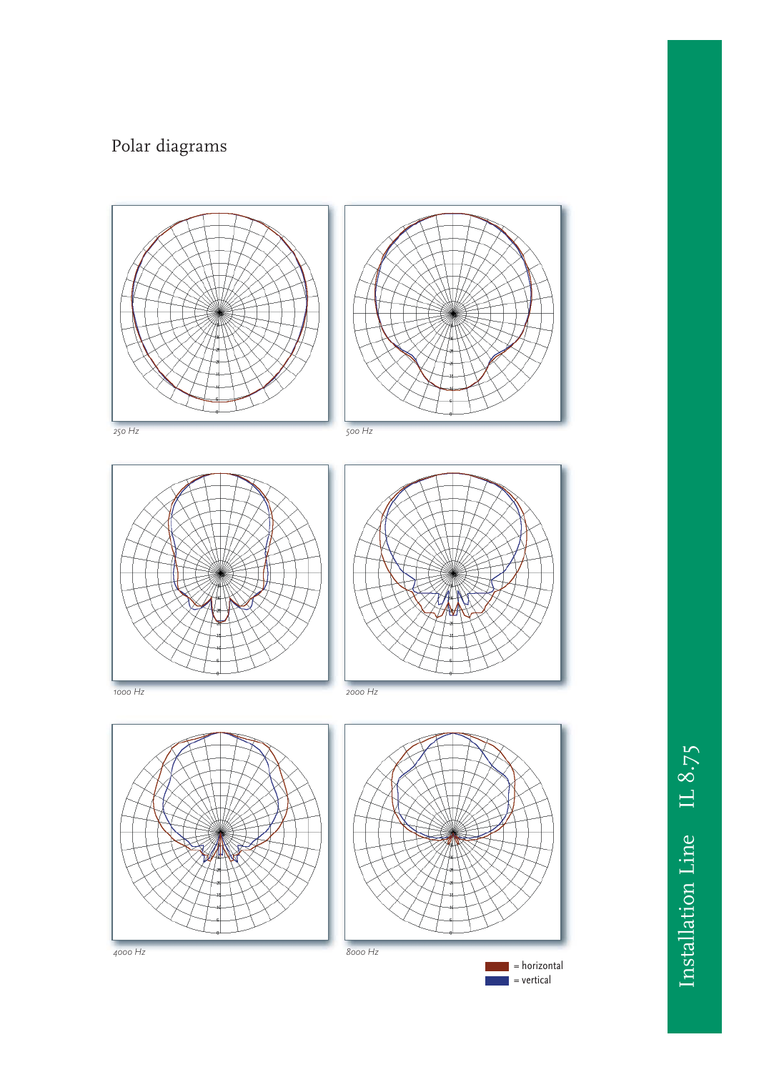## Polar diagrams

*250 Hz*

*500 Hz*

*1000 Hz*

*2000 Hz*

*4000 Hz*

*8000 Hz*

= horizontal
= vertical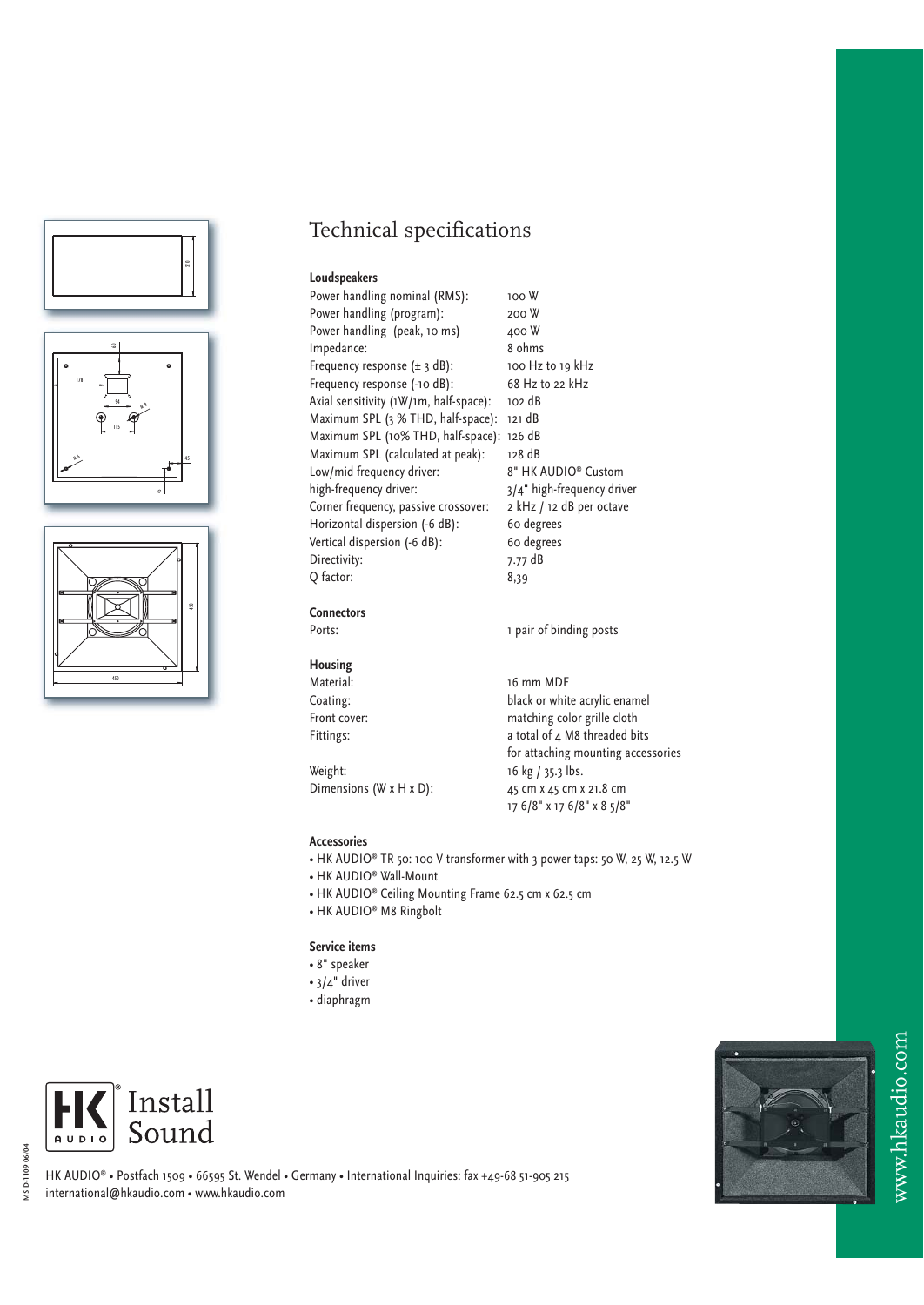# Technical specifications

### Loudspeakers

| | |
|---|---|
| Power handling nominal (RMS): | 100 W |
| Power handling (program): | 200 W |
| Power handling (peak, 10 ms) | 400 W |
| Impedance: | 8 ohms |
| Frequency response (± 3 dB): | 100 Hz to 19 kHz |
| Frequency response (-10 dB): | 68 Hz to 22 kHz |
| Axial sensitivity (1W/1m, half-space): | 102 dB |
| Maximum SPL (3 % THD, half-space): | 121 dB |
| Maximum SPL (10% THD, half-space): | 126 dB |
| Maximum SPL (calculated at peak): | 128 dB |
| Low/mid frequency driver: | 8" HK AUDIO® Custom |
| high-frequency driver: | 3/4" high-frequency driver |
| Corner frequency, passive crossover: | 2 kHz / 12 dB per octave |
| Horizontal dispersion (-6 dB): | 60 degrees |
| Vertical dispersion (-6 dB): | 60 degrees |
| Directivity: | 7.77 dB |
| Q factor: | 8,39 |

### Connectors

| | |
|---|---|
| Ports: | 1 pair of binding posts |

### Housing

| | |
|---|---|
| Material: | 16 mm MDF |
| Coating: | black or white acrylic enamel |
| Front cover: | matching color grille cloth |
| Fittings: | a total of 4 M8 threaded bits for attaching mounting accessories |
| Weight: | 16 kg / 35.3 lbs. |
| Dimensions (W x H x D): | 45 cm x 45 cm x 21.8 cm<br>17 6/8" x 17 6/8" x 8 5/8" |

### Accessories

- HK AUDIO® TR 50: 100 V transformer with 3 power taps: 50 W, 25 W, 12.5 W
- HK AUDIO® Wall-Mount
- HK AUDIO® Ceiling Mounting Frame 62.5 cm x 62.5 cm
- HK AUDIO® M8 Ringbolt

### Service items

- 8" speaker
- 3/4" driver
- diaphragm

HK AUDIO® Install Sound

HK AUDIO® • Postfach 1509 • 66595 St. Wendel • Germany • International Inquiries: fax +49-68 51-905 215
international@hkaudio.com • www.hkaudio.com

MS D-1109 06/04

www.hkaudio.com